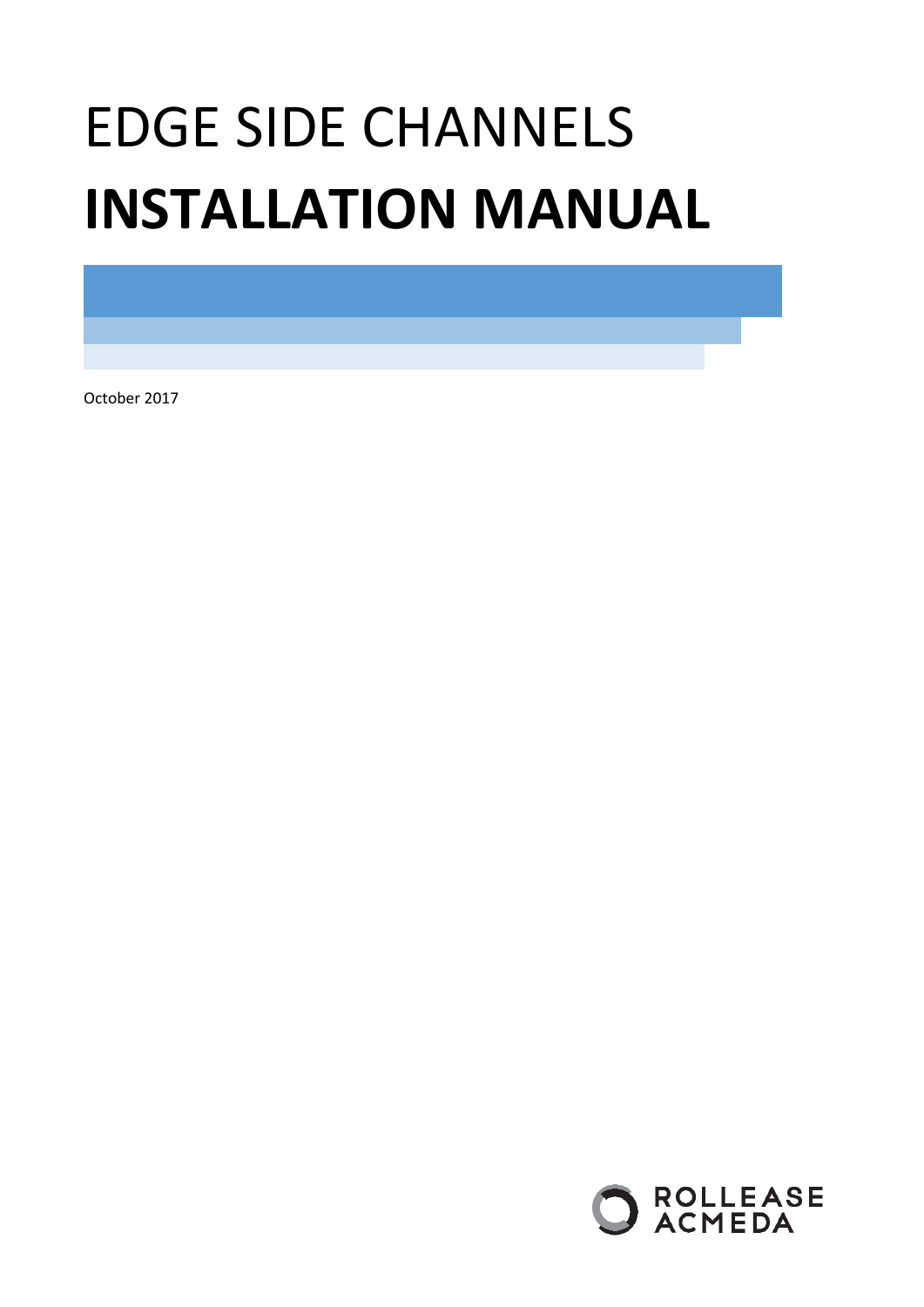# EDGE SIDE CHANNELS
# **INSTALLATION MANUAL**

October 2017

ROLLEASE ACMEDA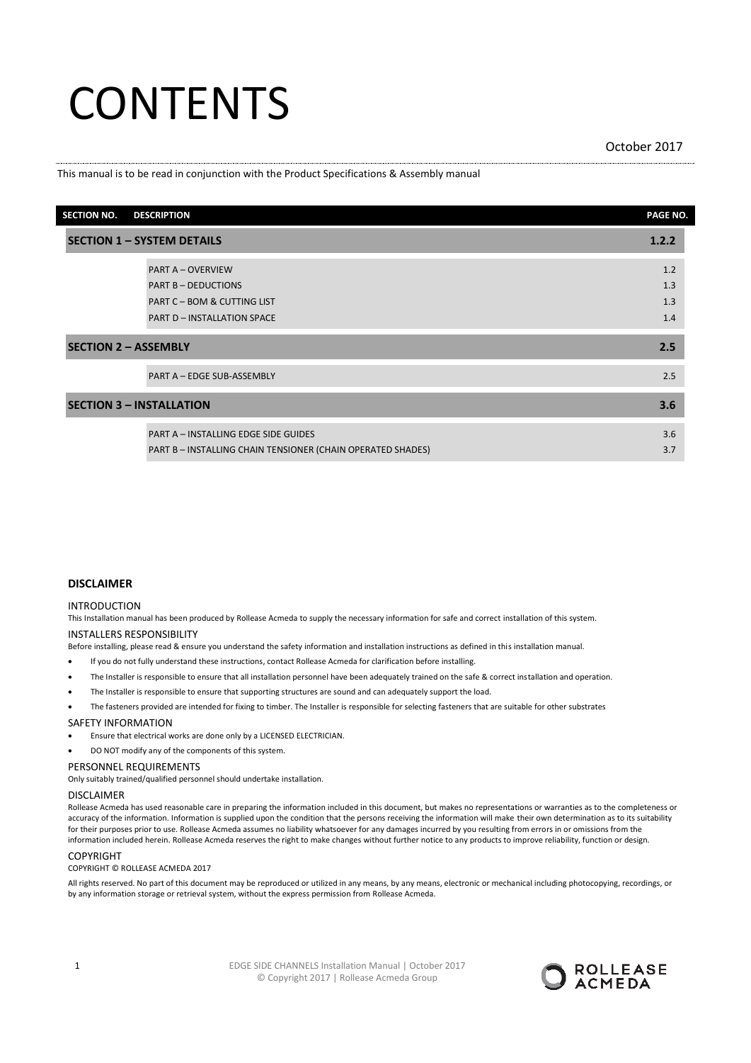# CONTENTS

October 2017

This manual is to be read in conjunction with the Product Specifications & Assembly manual

| SECTION NO. | DESCRIPTION | PAGE NO. |
|---|---|---|
| **SECTION 1 – SYSTEM DETAILS** | | **1.2.2** |
| | PART A – OVERVIEW | 1.2 |
| | PART B – DEDUCTIONS | 1.3 |
| | PART C – BOM & CUTTING LIST | 1.3 |
| | PART D – INSTALLATION SPACE | 1.4 |
| **SECTION 2 – ASSEMBLY** | | **2.5** |
| | PART A – EDGE SUB-ASSEMBLY | 2.5 |
| **SECTION 3 – INSTALLATION** | | **3.6** |
| | PART A – INSTALLING EDGE SIDE GUIDES | 3.6 |
| | PART B – INSTALLING CHAIN TENSIONER (CHAIN OPERATED SHADES) | 3.7 |

## DISCLAIMER

### INTRODUCTION

This Installation manual has been produced by Rollease Acmeda to supply the necessary information for safe and correct installation of this system.

### INSTALLERS RESPONSIBILITY

Before installing, please read & ensure you understand the safety information and installation instructions as defined in this installation manual.

- If you do not fully understand these instructions, contact Rollease Acmeda for clarification before installing.
- The Installer is responsible to ensure that all installation personnel have been adequately trained on the safe & correct installation and operation.
- The Installer is responsible to ensure that supporting structures are sound and can adequately support the load.
- The fasteners provided are intended for fixing to timber. The Installer is responsible for selecting fasteners that are suitable for other substrates

### SAFETY INFORMATION

- Ensure that electrical works are done only by a LICENSED ELECTRICIAN.
- DO NOT modify any of the components of this system.

### PERSONNEL REQUIREMENTS

Only suitably trained/qualified personnel should undertake installation.

### DISCLAIMER

Rollease Acmeda has used reasonable care in preparing the information included in this document, but makes no representations or warranties as to the completeness or accuracy of the information. Information is supplied upon the condition that the persons receiving the information will make their own determination as to its suitability for their purposes prior to use. Rollease Acmeda assumes no liability whatsoever for any damages incurred by you resulting from errors in or omissions from the information included herein. Rollease Acmeda reserves the right to make changes without further notice to any products to improve reliability, function or design.

### COPYRIGHT

COPYRIGHT © ROLLEASE ACMEDA 2017

All rights reserved. No part of this document may be reproduced or utilized in any means, by any means, electronic or mechanical including photocopying, recordings, or by any information storage or retrieval system, without the express permission from Rollease Acmeda.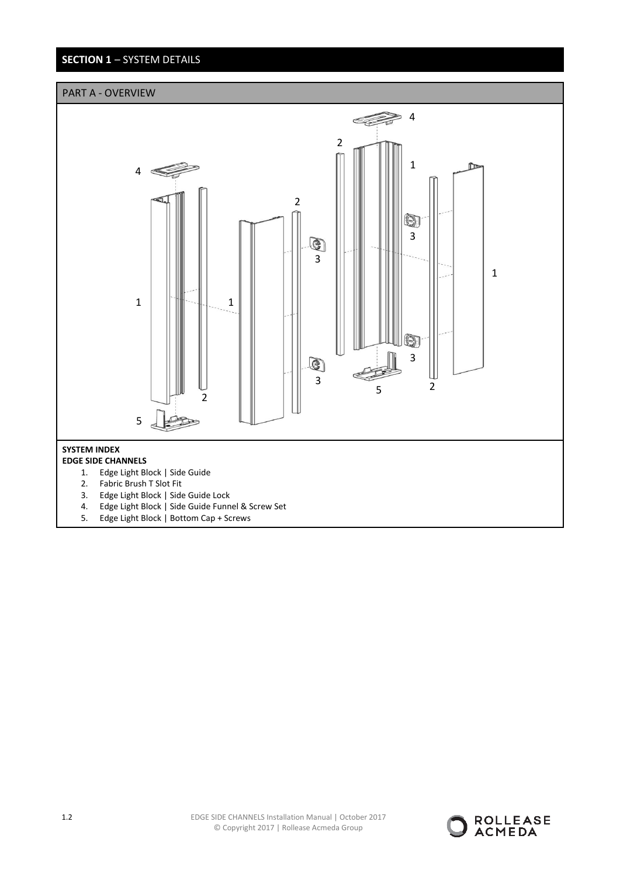## SECTION 1 – SYSTEM DETAILS

### PART A - OVERVIEW

**SYSTEM INDEX**
**EDGE SIDE CHANNELS**

1. Edge Light Block | Side Guide
2. Fabric Brush T Slot Fit
3. Edge Light Block | Side Guide Lock
4. Edge Light Block | Side Guide Funnel & Screw Set
5. Edge Light Block | Bottom Cap + Screws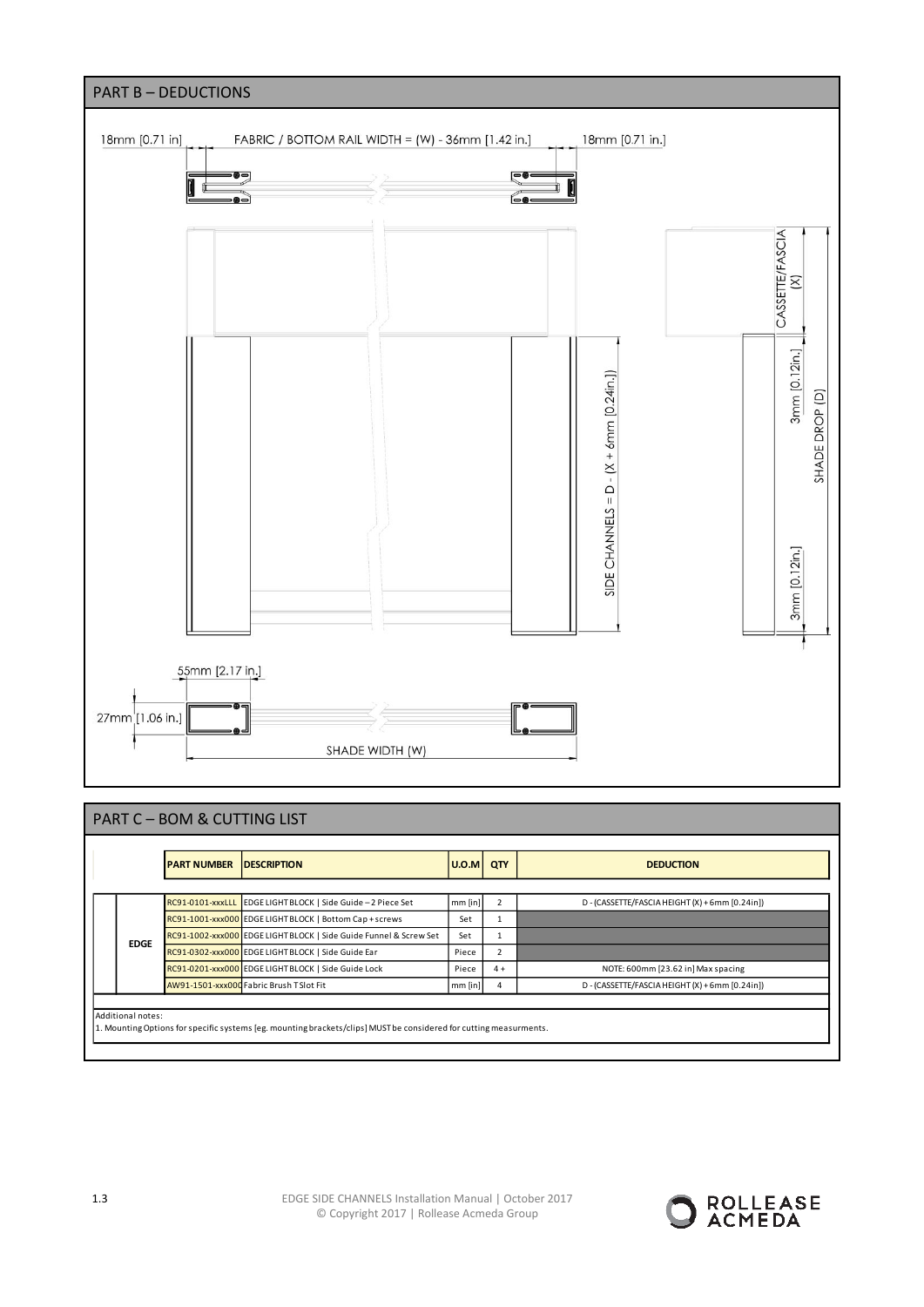## PART B – DEDUCTIONS

18mm [0.71 in]

FABRIC / BOTTOM RAIL WIDTH = (W) - 36mm [1.42 in.]

18mm [0.71 in.]

CASSETTE/FASCIA (X)

3mm [0.12in.]

SHADE DROP (D)

SIDE CHANNELS = D - (X + 6mm [0.24in.])

3mm [0.12in.]

55mm [2.17 in.]

27mm [1.06 in.]

SHADE WIDTH (W)

## PART C – BOM & CUTTING LIST

| | PART NUMBER | DESCRIPTION | U.O.M | QTY | DEDUCTION |
|---|---|---|---|---|---|
| EDGE | RC91-0101-xxxLLL | EDGE LIGHT BLOCK \| Side Guide – 2 Piece Set | mm [in] | 2 | D - (CASSETTE/FASCIA HEIGHT (X) + 6mm [0.24in]) |
| | RC91-1001-xxx000 | EDGE LIGHT BLOCK \| Bottom Cap + screws | Set | 1 | |
| | RC91-1002-xxx000 | EDGE LIGHT BLOCK \| Side Guide Funnel & Screw Set | Set | 1 | |
| | RC91-0302-xxx000 | EDGE LIGHT BLOCK \| Side Guide Ear | Piece | 2 | |
| | RC91-0201-xxx000 | EDGE LIGHT BLOCK \| Side Guide Lock | Piece | 4 + | NOTE: 600mm [23.62 in] Max spacing |
| | AW91-1501-xxx000 | Fabric Brush T Slot Fit | mm [in] | 4 | D - (CASSETTE/FASCIA HEIGHT (X) + 6mm [0.24in]) |

Additional notes:
1. Mounting Options for specific systems [eg. mounting brackets/clips] MUST be considered for cutting measurments.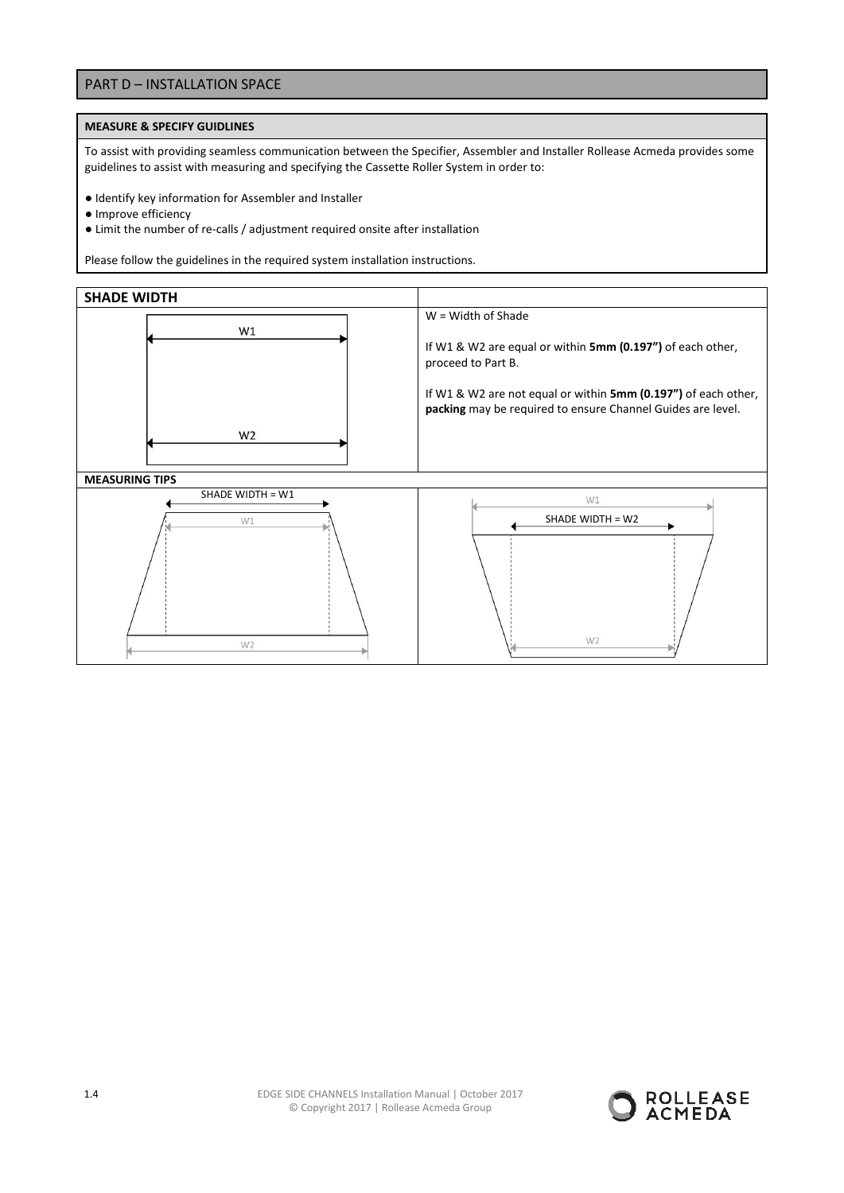## PART D – INSTALLATION SPACE

### MEASURE & SPECIFY GUIDLINES

To assist with providing seamless communication between the Specifier, Assembler and Installer Rollease Acmeda provides some guidelines to assist with measuring and specifying the Cassette Roller System in order to:

- Identify key information for Assembler and Installer
- Improve efficiency
- Limit the number of re-calls / adjustment required onsite after installation

Please follow the guidelines in the required system installation instructions.

### SHADE WIDTH

W1

W2

W = Width of Shade

If W1 & W2 are equal or within **5mm (0.197")** of each other, proceed to Part B.

If W1 & W2 are not equal or within **5mm (0.197")** of each other, **packing** may be required to ensure Channel Guides are level.

### MEASURING TIPS

SHADE WIDTH = W1

W1

W2

W1

SHADE WIDTH = W2

W2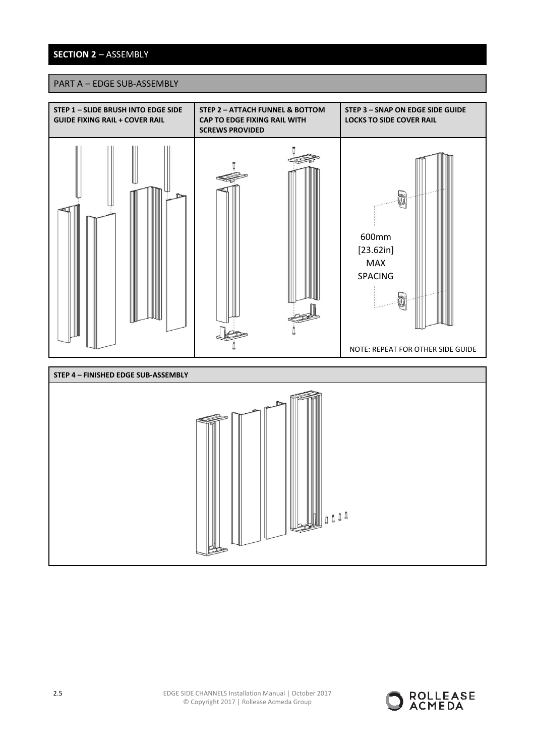## SECTION 2 – ASSEMBLY

### PART A – EDGE SUB-ASSEMBLY

| STEP 1 – SLIDE BRUSH INTO EDGE SIDE GUIDE FIXING RAIL + COVER RAIL | STEP 2 – ATTACH FUNNEL & BOTTOM CAP TO EDGE FIXING RAIL WITH SCREWS PROVIDED | STEP 3 – SNAP ON EDGE SIDE GUIDE LOCKS TO SIDE COVER RAIL |
| --- | --- | --- |
| | | 600mm [23.62in] MAX SPACING<br><br>NOTE: REPEAT FOR OTHER SIDE GUIDE |

**STEP 4 – FINISHED EDGE SUB-ASSEMBLY**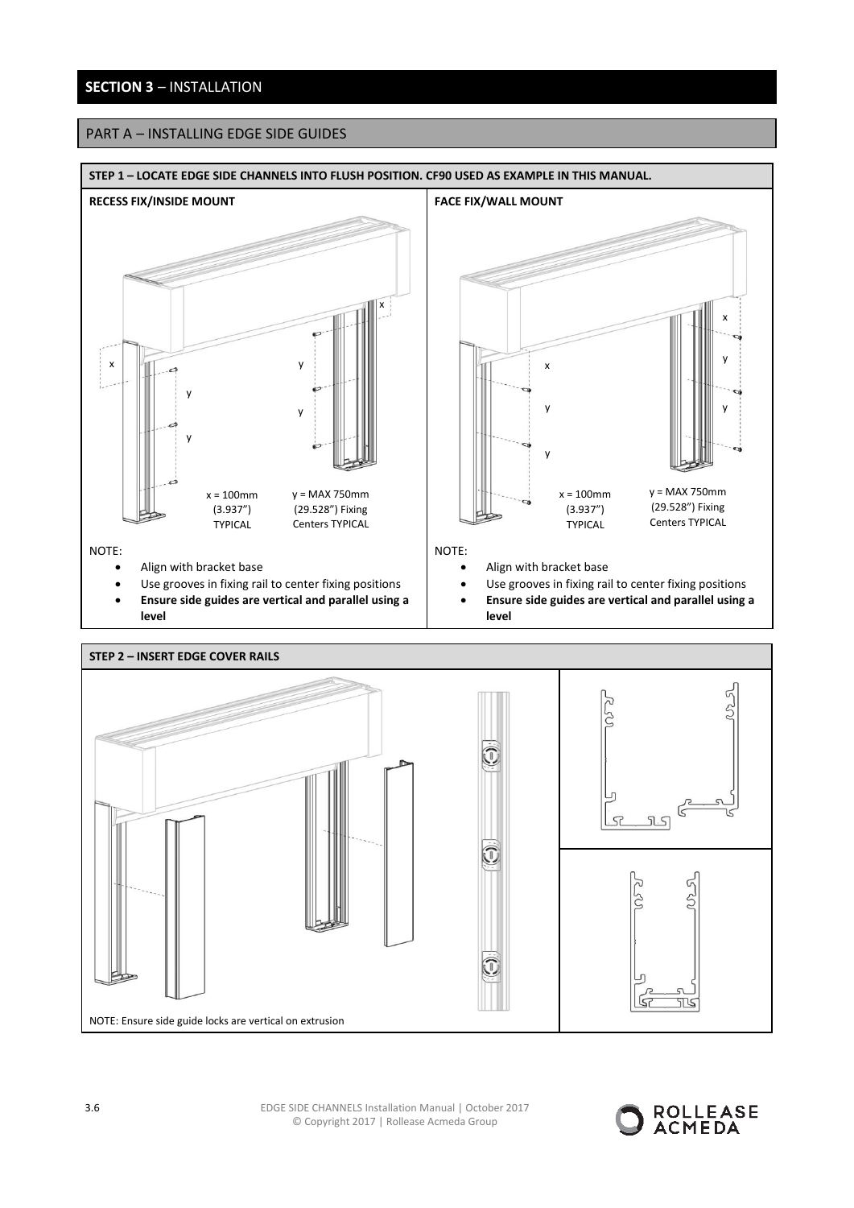## SECTION 3 – INSTALLATION

### PART A – INSTALLING EDGE SIDE GUIDES

#### STEP 1 – LOCATE EDGE SIDE CHANNELS INTO FLUSH POSITION. CF90 USED AS EXAMPLE IN THIS MANUAL.

**RECESS FIX/INSIDE MOUNT**

x = 100mm (3.937") TYPICAL

y = MAX 750mm (29.528") Fixing Centers TYPICAL

NOTE:

- Align with bracket base
- Use grooves in fixing rail to center fixing positions
- **Ensure side guides are vertical and parallel using a level**

**FACE FIX/WALL MOUNT**

x = 100mm (3.937") TYPICAL

y = MAX 750mm (29.528") Fixing Centers TYPICAL

NOTE:

- Align with bracket base
- Use grooves in fixing rail to center fixing positions
- **Ensure side guides are vertical and parallel using a level**

#### STEP 2 – INSERT EDGE COVER RAILS

NOTE: Ensure side guide locks are vertical on extrusion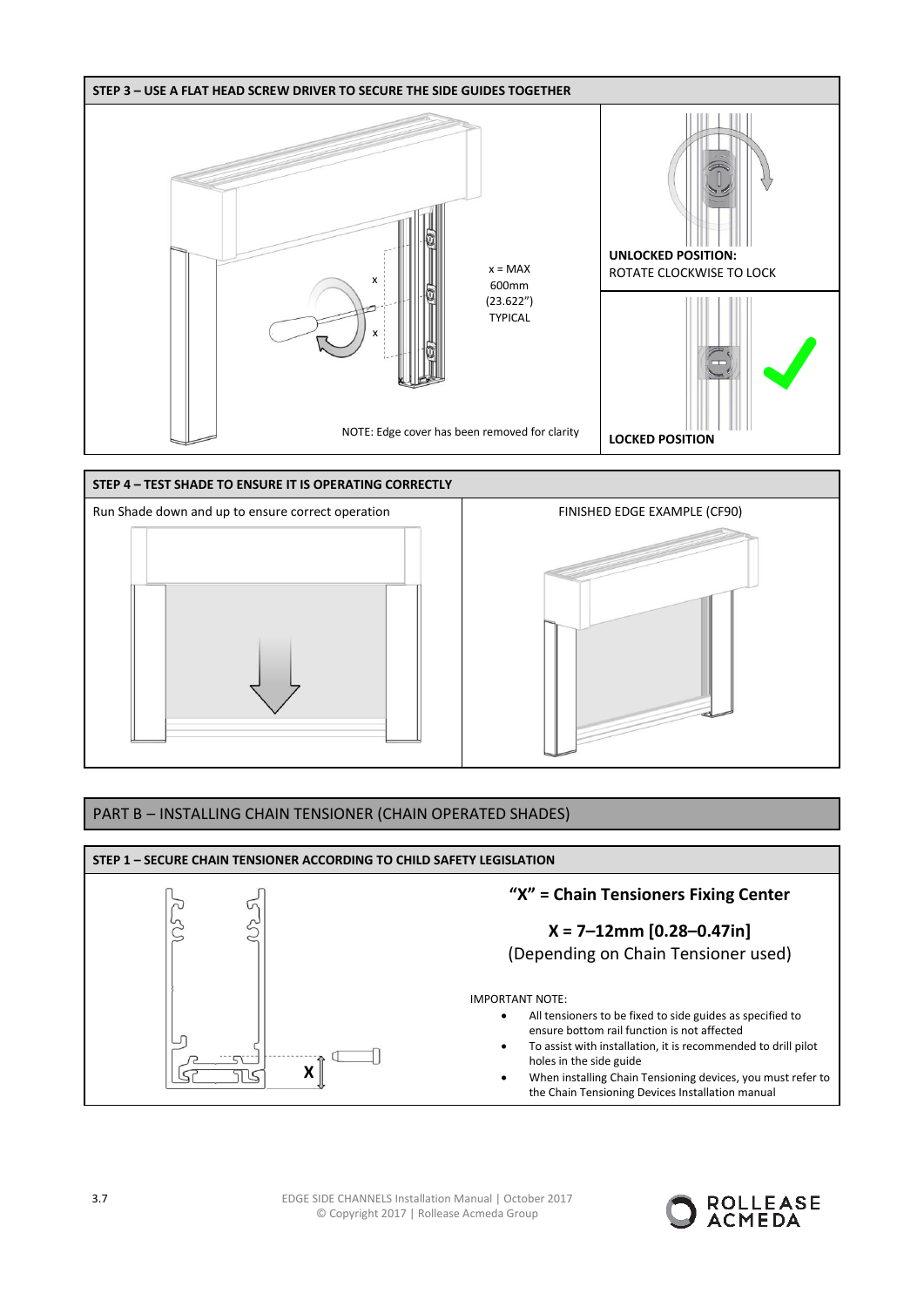### STEP 3 – USE A FLAT HEAD SCREW DRIVER TO SECURE THE SIDE GUIDES TOGETHER

x

x

x = MAX 600mm (23.622") TYPICAL

NOTE: Edge cover has been removed for clarity

**UNLOCKED POSITION:** ROTATE CLOCKWISE TO LOCK

**LOCKED POSITION**

### STEP 4 – TEST SHADE TO ENSURE IT IS OPERATING CORRECTLY

Run Shade down and up to ensure correct operation

FINISHED EDGE EXAMPLE (CF90)

## PART B – INSTALLING CHAIN TENSIONER (CHAIN OPERATED SHADES)

### STEP 1 – SECURE CHAIN TENSIONER ACCORDING TO CHILD SAFETY LEGISLATION

X

**"X" = Chain Tensioners Fixing Center**

**X = 7–12mm [0.28–0.47in]**

(Depending on Chain Tensioner used)

IMPORTANT NOTE:

- All tensioners to be fixed to side guides as specified to ensure bottom rail function is not affected
- To assist with installation, it is recommended to drill pilot holes in the side guide
- When installing Chain Tensioning devices, you must refer to the Chain Tensioning Devices Installation manual

EDGE SIDE CHANNELS Installation Manual | October 2017
© Copyright 2017 | Rollease Acmeda Group